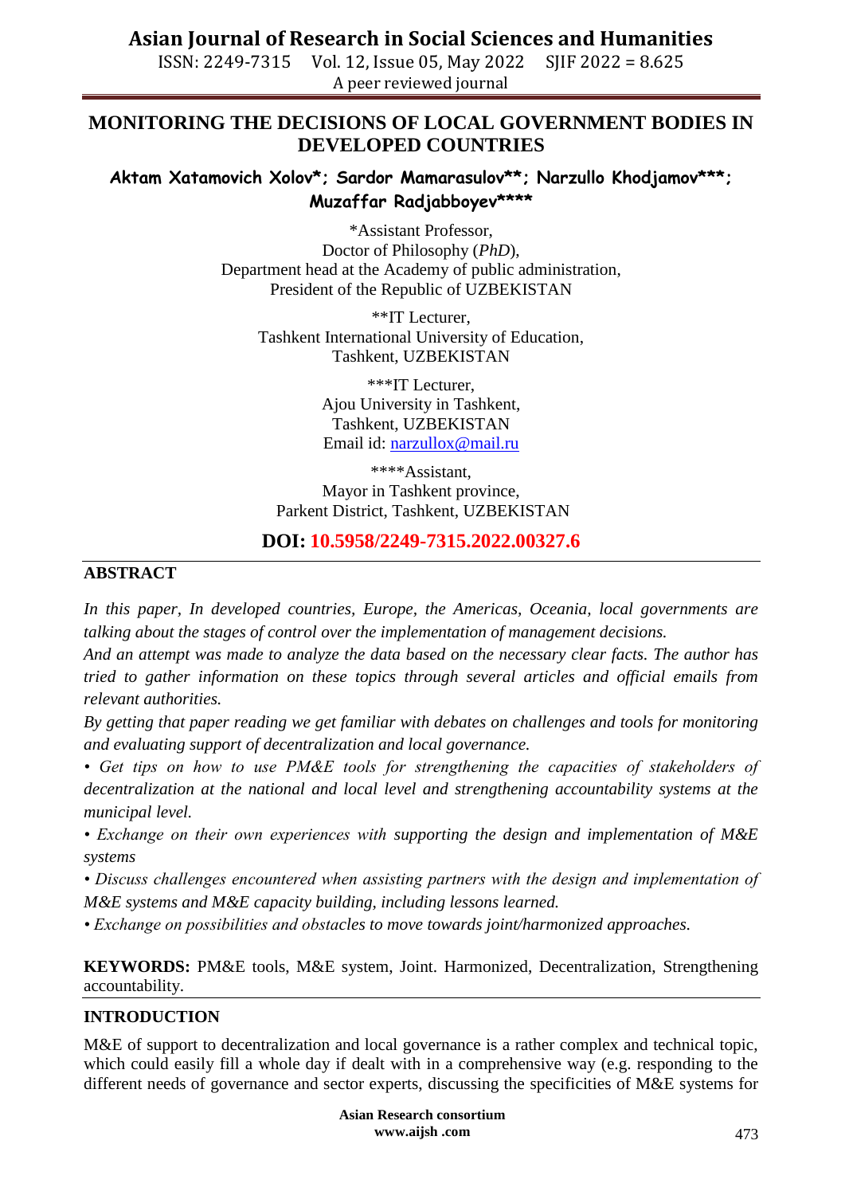# MONITORING THE DECISIONS OF LOCAL GOVERNMENT BODIES IN DEVELOPED COUNTRIES

**Aktam Xatamovich Xolov*; Sardor Mamarasulov**; Narzullo Khodjamov***; Muzaffar Radjabboyev******

*Assistant Professor,
Doctor of Philosophy (*PhD*),
Department head at the Academy of public administration,
President of the Republic of UZBEKISTAN

**IT Lecturer,
Tashkent International University of Education,
Tashkent, UZBEKISTAN

***IT Lecturer,
Ajou University in Tashkent,
Tashkent, UZBEKISTAN
Email id: narzullox@mail.ru

****Assistant,
Mayor in Tashkent province,
Parkent District, Tashkent, UZBEKISTAN

**DOI: 10.5958/2249-7315.2022.00327.6**

## ABSTRACT

*In this paper, In developed countries, Europe, the Americas, Oceania, local governments are talking about the stages of control over the implementation of management decisions.*

*And an attempt was made to analyze the data based on the necessary clear facts. The author has tried to gather information on these topics through several articles and official emails from relevant authorities.*

*By getting that paper reading we get familiar with debates on challenges and tools for monitoring and evaluating support of decentralization and local governance.*

*• Get tips on how to use PM&E tools for strengthening the capacities of stakeholders of decentralization at the national and local level and strengthening accountability systems at the municipal level.*

*• Exchange on their own experiences with supporting the design and implementation of M&E systems*

*• Discuss challenges encountered when assisting partners with the design and implementation of M&E systems and M&E capacity building, including lessons learned.*

*• Exchange on possibilities and obstacles to move towards joint/harmonized approaches.*

**KEYWORDS:** PM&E tools, M&E system, Joint. Harmonized, Decentralization, Strengthening accountability.

## INTRODUCTION

M&E of support to decentralization and local governance is a rather complex and technical topic, which could easily fill a whole day if dealt with in a comprehensive way (e.g. responding to the different needs of governance and sector experts, discussing the specificities of M&E systems for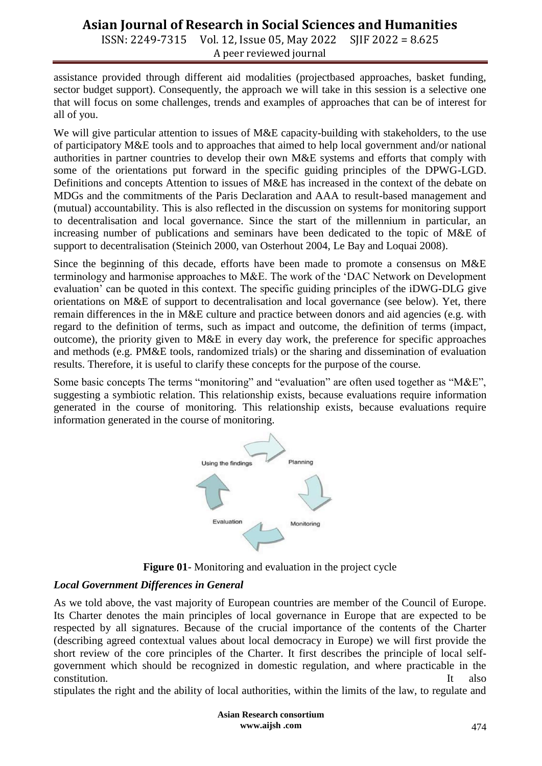assistance provided through different aid modalities (projectbased approaches, basket funding, sector budget support). Consequently, the approach we will take in this session is a selective one that will focus on some challenges, trends and examples of approaches that can be of interest for all of you.

We will give particular attention to issues of M&E capacity-building with stakeholders, to the use of participatory M&E tools and to approaches that aimed to help local government and/or national authorities in partner countries to develop their own M&E systems and efforts that comply with some of the orientations put forward in the specific guiding principles of the DPWG-LGD. Definitions and concepts Attention to issues of M&E has increased in the context of the debate on MDGs and the commitments of the Paris Declaration and AAA to result-based management and (mutual) accountability. This is also reflected in the discussion on systems for monitoring support to decentralisation and local governance. Since the start of the millennium in particular, an increasing number of publications and seminars have been dedicated to the topic of M&E of support to decentralisation (Steinich 2000, van Osterhout 2004, Le Bay and Loquai 2008).

Since the beginning of this decade, efforts have been made to promote a consensus on M&E terminology and harmonise approaches to M&E. The work of the 'DAC Network on Development evaluation' can be quoted in this context. The specific guiding principles of the iDWG-DLG give orientations on M&E of support to decentralisation and local governance (see below). Yet, there remain differences in the in M&E culture and practice between donors and aid agencies (e.g. with regard to the definition of terms, such as impact and outcome, the definition of terms (impact, outcome), the priority given to M&E in every day work, the preference for specific approaches and methods (e.g. PM&E tools, randomized trials) or the sharing and dissemination of evaluation results. Therefore, it is useful to clarify these concepts for the purpose of the course.

Some basic concepts The terms "monitoring" and "evaluation" are often used together as "M&E", suggesting a symbiotic relation. This relationship exists, because evaluations require information generated in the course of monitoring. This relationship exists, because evaluations require information generated in the course of monitoring.

Using the findings → Planning → Monitoring → Evaluation

**Figure 01**- Monitoring and evaluation in the project cycle

### *Local Government Differences in General*

As we told above, the vast majority of European countries are member of the Council of Europe. Its Charter denotes the main principles of local governance in Europe that are expected to be respected by all signatures. Because of the crucial importance of the contents of the Charter (describing agreed contextual values about local democracy in Europe) we will first provide the short review of the core principles of the Charter. It first describes the principle of local self-government which should be recognized in domestic regulation, and where practicable in the constitution. It also stipulates the right and the ability of local authorities, within the limits of the law, to regulate and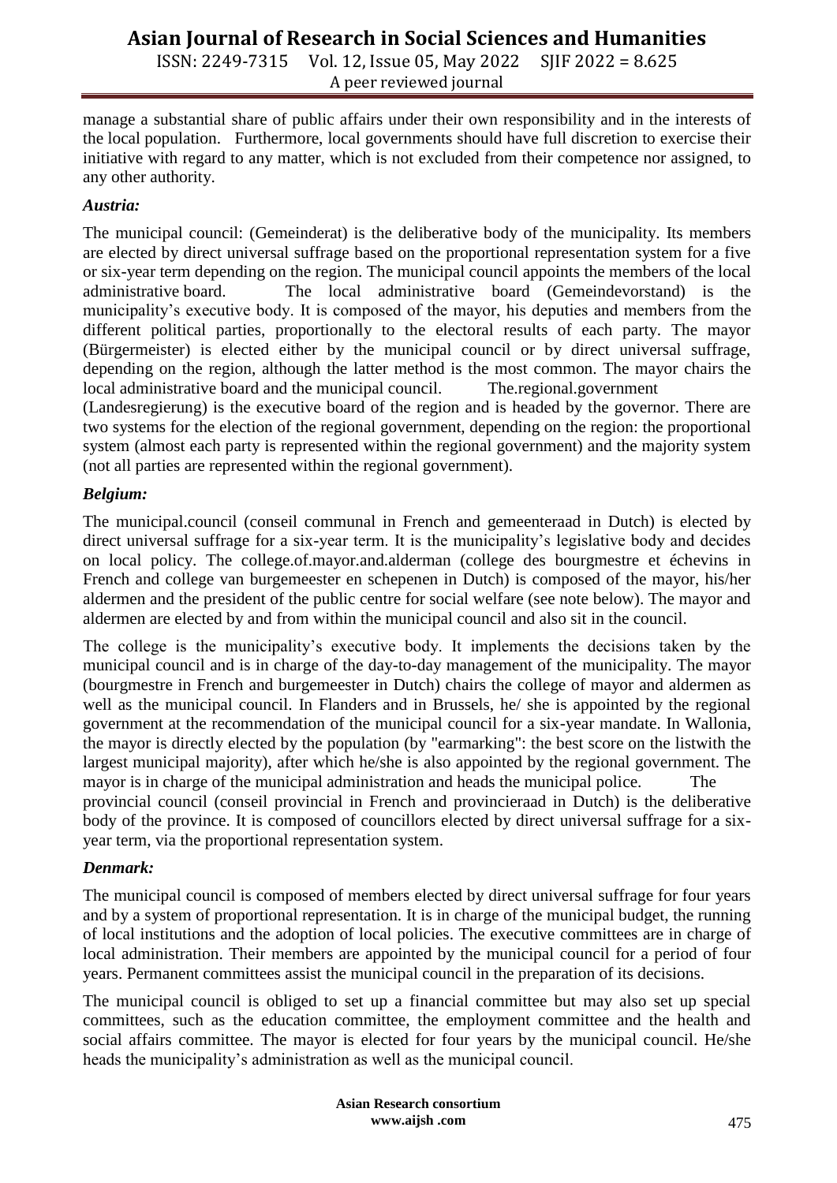manage a substantial share of public affairs under their own responsibility and in the interests of the local population. Furthermore, local governments should have full discretion to exercise their initiative with regard to any matter, which is not excluded from their competence nor assigned, to any other authority.

### *Austria:*

The municipal council: (Gemeinderat) is the deliberative body of the municipality. Its members are elected by direct universal suffrage based on the proportional representation system for a five or six-year term depending on the region. The municipal council appoints the members of the local administrative board. The local administrative board (Gemeindevorstand) is the municipality's executive body. It is composed of the mayor, his deputies and members from the different political parties, proportionally to the electoral results of each party. The mayor (Bürgermeister) is elected either by the municipal council or by direct universal suffrage, depending on the region, although the latter method is the most common. The mayor chairs the local administrative board and the municipal council. The.regional.government (Landesregierung) is the executive board of the region and is headed by the governor. There are two systems for the election of the regional government, depending on the region: the proportional system (almost each party is represented within the regional government) and the majority system (not all parties are represented within the regional government).

### *Belgium:*

The municipal.council (conseil communal in French and gemeenteraad in Dutch) is elected by direct universal suffrage for a six-year term. It is the municipality's legislative body and decides on local policy. The college.of.mayor.and.alderman (college des bourgmestre et échevins in French and college van burgemeester en schepenen in Dutch) is composed of the mayor, his/her aldermen and the president of the public centre for social welfare (see note below). The mayor and aldermen are elected by and from within the municipal council and also sit in the council.

The college is the municipality's executive body. It implements the decisions taken by the municipal council and is in charge of the day-to-day management of the municipality. The mayor (bourgmestre in French and burgemeester in Dutch) chairs the college of mayor and aldermen as well as the municipal council. In Flanders and in Brussels, he/ she is appointed by the regional government at the recommendation of the municipal council for a six-year mandate. In Wallonia, the mayor is directly elected by the population (by "earmarking": the best score on the listwith the largest municipal majority), after which he/she is also appointed by the regional government. The mayor is in charge of the municipal administration and heads the municipal police. The provincial council (conseil provincial in French and provincieraad in Dutch) is the deliberative body of the province. It is composed of councillors elected by direct universal suffrage for a six-year term, via the proportional representation system.

### *Denmark:*

The municipal council is composed of members elected by direct universal suffrage for four years and by a system of proportional representation. It is in charge of the municipal budget, the running of local institutions and the adoption of local policies. The executive committees are in charge of local administration. Their members are appointed by the municipal council for a period of four years. Permanent committees assist the municipal council in the preparation of its decisions.

The municipal council is obliged to set up a financial committee but may also set up special committees, such as the education committee, the employment committee and the health and social affairs committee. The mayor is elected for four years by the municipal council. He/she heads the municipality's administration as well as the municipal council.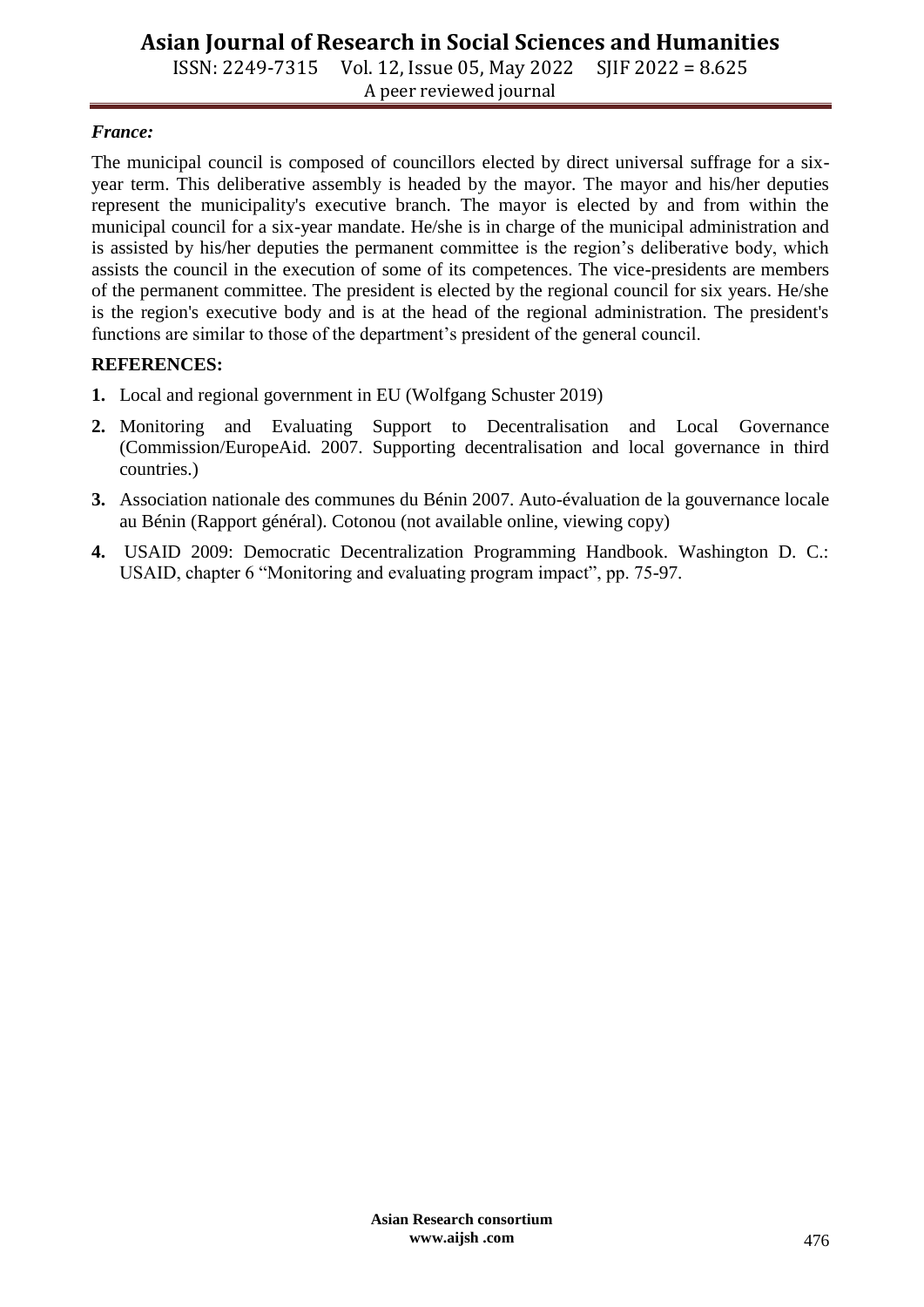*France:*

The municipal council is composed of councillors elected by direct universal suffrage for a six-year term. This deliberative assembly is headed by the mayor. The mayor and his/her deputies represent the municipality's executive branch. The mayor is elected by and from within the municipal council for a six-year mandate. He/she is in charge of the municipal administration and is assisted by his/her deputies the permanent committee is the region's deliberative body, which assists the council in the execution of some of its competences. The vice-presidents are members of the permanent committee. The president is elected by the regional council for six years. He/she is the region's executive body and is at the head of the regional administration. The president's functions are similar to those of the department's president of the general council.

**REFERENCES:**

1. Local and regional government in EU (Wolfgang Schuster 2019)
2. Monitoring and Evaluating Support to Decentralisation and Local Governance (Commission/EuropeAid. 2007. Supporting decentralisation and local governance in third countries.)
3. Association nationale des communes du Bénin 2007. Auto-évaluation de la gouvernance locale au Bénin (Rapport général). Cotonou (not available online, viewing copy)
4. USAID 2009: Democratic Decentralization Programming Handbook. Washington D. C.: USAID, chapter 6 "Monitoring and evaluating program impact", pp. 75-97.